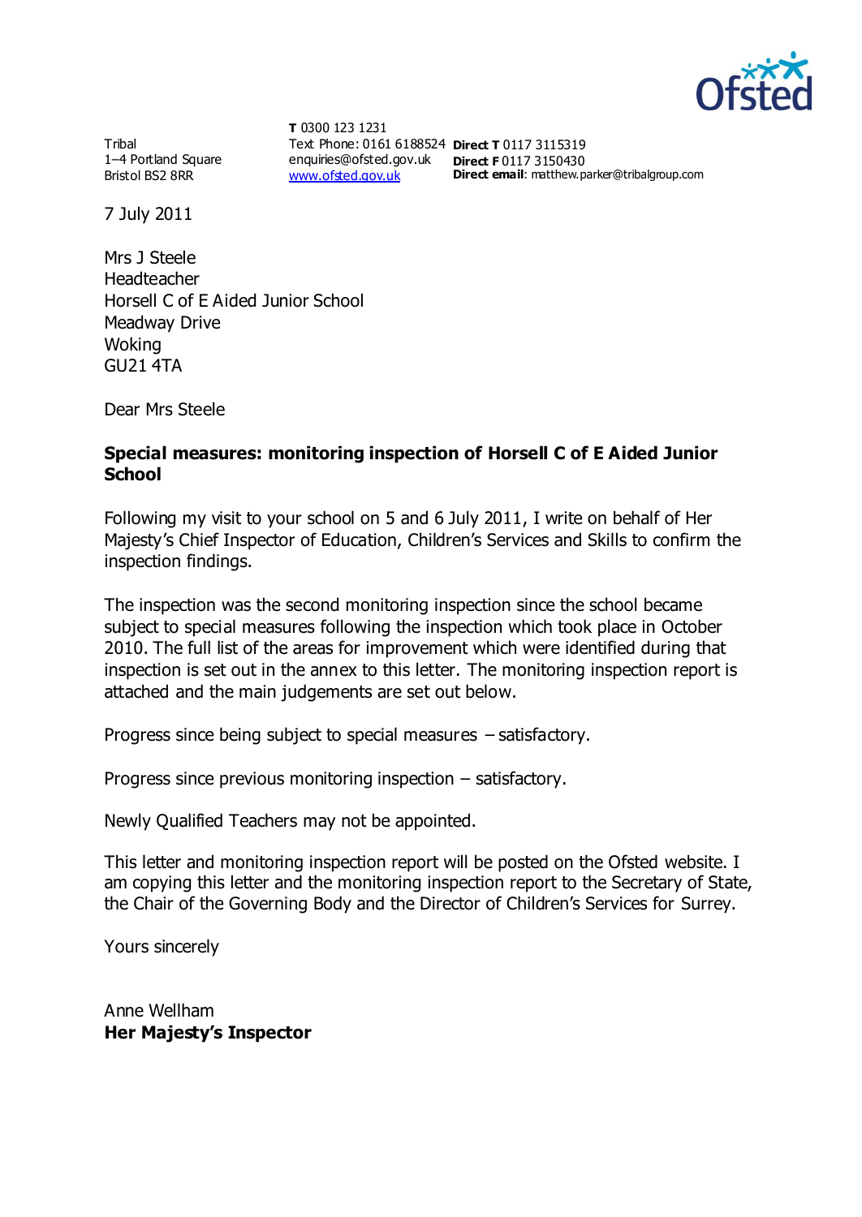Tribal
1–4 Portland Square
Bristol BS2 8RR

**T** 0300 123 1231
Text Phone: 0161 6188524
enquiries@ofsted.gov.uk
www.ofsted.gov.uk

**Direct T** 0117 3115319
**Direct F** 0117 3150430
**Direct email**: matthew.parker@tribalgroup.com

7 July 2011

Mrs J Steele
Headteacher
Horsell C of E Aided Junior School
Meadway Drive
Woking
GU21 4TA

Dear Mrs Steele

**Special measures: monitoring inspection of Horsell C of E Aided Junior School**

Following my visit to your school on 5 and 6 July 2011, I write on behalf of Her Majesty's Chief Inspector of Education, Children's Services and Skills to confirm the inspection findings.

The inspection was the second monitoring inspection since the school became subject to special measures following the inspection which took place in October 2010. The full list of the areas for improvement which were identified during that inspection is set out in the annex to this letter. The monitoring inspection report is attached and the main judgements are set out below.

Progress since being subject to special measures – satisfactory.

Progress since previous monitoring inspection – satisfactory.

Newly Qualified Teachers may not be appointed.

This letter and monitoring inspection report will be posted on the Ofsted website. I am copying this letter and the monitoring inspection report to the Secretary of State, the Chair of the Governing Body and the Director of Children's Services for Surrey.

Yours sincerely

Anne Wellham
**Her Majesty's Inspector**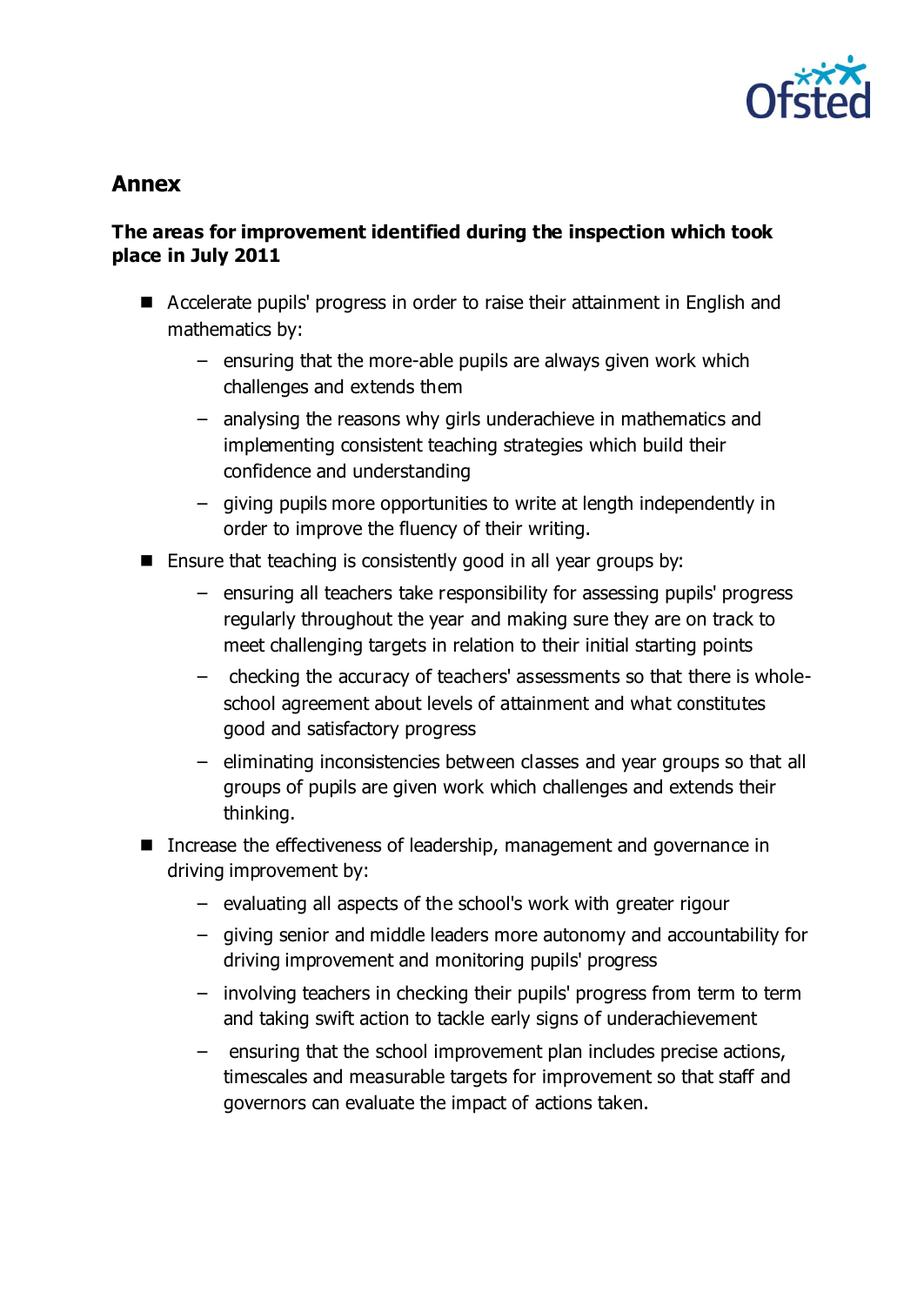## Annex

### The areas for improvement identified during the inspection which took place in July 2011

- Accelerate pupils' progress in order to raise their attainment in English and mathematics by:
  - ensuring that the more-able pupils are always given work which challenges and extends them
  - analysing the reasons why girls underachieve in mathematics and implementing consistent teaching strategies which build their confidence and understanding
  - giving pupils more opportunities to write at length independently in order to improve the fluency of their writing.
- Ensure that teaching is consistently good in all year groups by:
  - ensuring all teachers take responsibility for assessing pupils' progress regularly throughout the year and making sure they are on track to meet challenging targets in relation to their initial starting points
  - checking the accuracy of teachers' assessments so that there is whole-school agreement about levels of attainment and what constitutes good and satisfactory progress
  - eliminating inconsistencies between classes and year groups so that all groups of pupils are given work which challenges and extends their thinking.
- Increase the effectiveness of leadership, management and governance in driving improvement by:
  - evaluating all aspects of the school's work with greater rigour
  - giving senior and middle leaders more autonomy and accountability for driving improvement and monitoring pupils' progress
  - involving teachers in checking their pupils' progress from term to term and taking swift action to tackle early signs of underachievement
  - ensuring that the school improvement plan includes precise actions, timescales and measurable targets for improvement so that staff and governors can evaluate the impact of actions taken.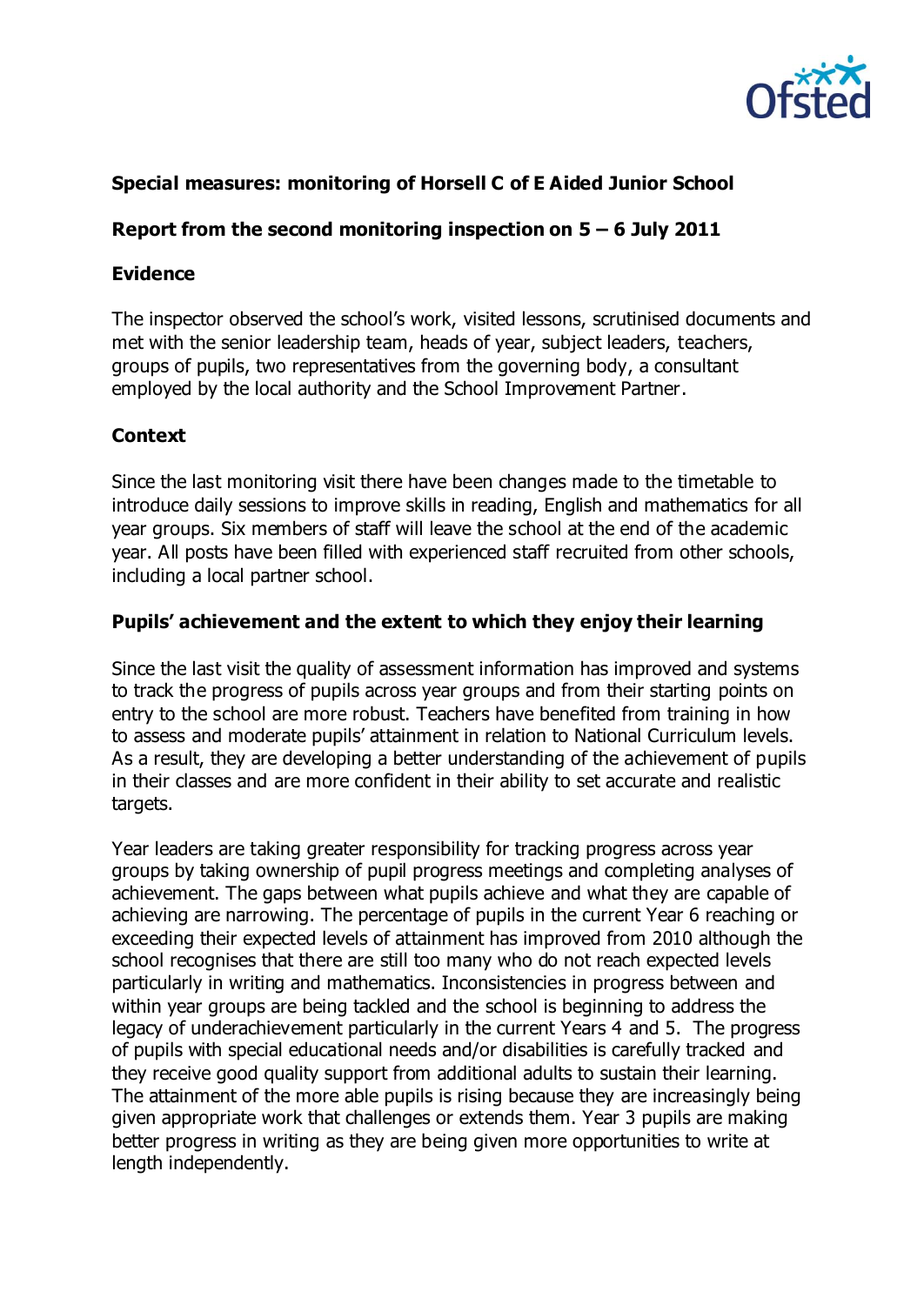**Special measures: monitoring of Horsell C of E Aided Junior School**

**Report from the second monitoring inspection on 5 – 6 July 2011**

**Evidence**

The inspector observed the school's work, visited lessons, scrutinised documents and met with the senior leadership team, heads of year, subject leaders, teachers, groups of pupils, two representatives from the governing body, a consultant employed by the local authority and the School Improvement Partner.

**Context**

Since the last monitoring visit there have been changes made to the timetable to introduce daily sessions to improve skills in reading, English and mathematics for all year groups. Six members of staff will leave the school at the end of the academic year. All posts have been filled with experienced staff recruited from other schools, including a local partner school.

**Pupils' achievement and the extent to which they enjoy their learning**

Since the last visit the quality of assessment information has improved and systems to track the progress of pupils across year groups and from their starting points on entry to the school are more robust. Teachers have benefited from training in how to assess and moderate pupils' attainment in relation to National Curriculum levels. As a result, they are developing a better understanding of the achievement of pupils in their classes and are more confident in their ability to set accurate and realistic targets.

Year leaders are taking greater responsibility for tracking progress across year groups by taking ownership of pupil progress meetings and completing analyses of achievement. The gaps between what pupils achieve and what they are capable of achieving are narrowing. The percentage of pupils in the current Year 6 reaching or exceeding their expected levels of attainment has improved from 2010 although the school recognises that there are still too many who do not reach expected levels particularly in writing and mathematics. Inconsistencies in progress between and within year groups are being tackled and the school is beginning to address the legacy of underachievement particularly in the current Years 4 and 5. The progress of pupils with special educational needs and/or disabilities is carefully tracked and they receive good quality support from additional adults to sustain their learning. The attainment of the more able pupils is rising because they are increasingly being given appropriate work that challenges or extends them. Year 3 pupils are making better progress in writing as they are being given more opportunities to write at length independently.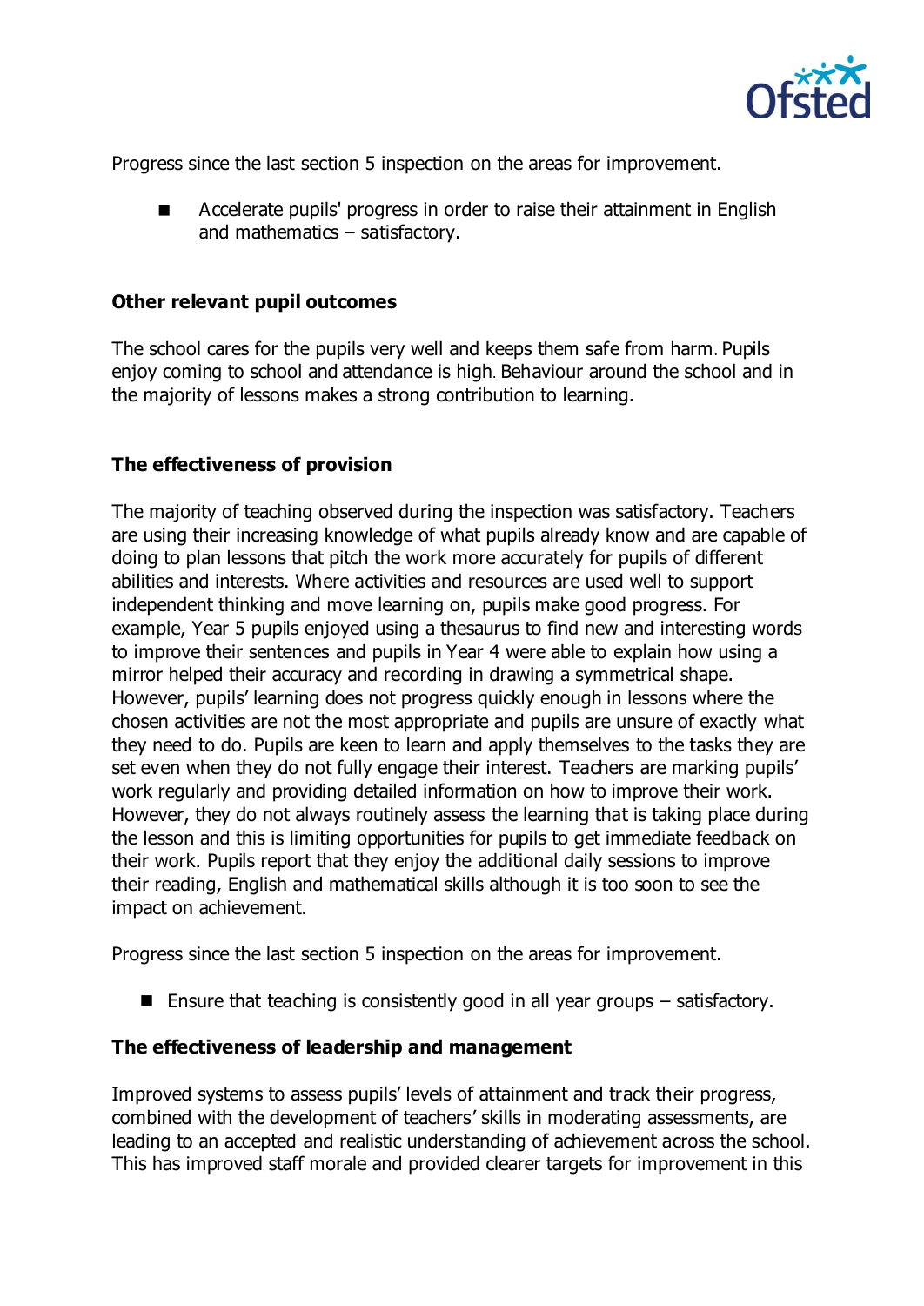Progress since the last section 5 inspection on the areas for improvement.

- Accelerate pupils' progress in order to raise their attainment in English and mathematics – satisfactory.

### Other relevant pupil outcomes

The school cares for the pupils very well and keeps them safe from harm. Pupils enjoy coming to school and attendance is high. Behaviour around the school and in the majority of lessons makes a strong contribution to learning.

### The effectiveness of provision

The majority of teaching observed during the inspection was satisfactory. Teachers are using their increasing knowledge of what pupils already know and are capable of doing to plan lessons that pitch the work more accurately for pupils of different abilities and interests. Where activities and resources are used well to support independent thinking and move learning on, pupils make good progress. For example, Year 5 pupils enjoyed using a thesaurus to find new and interesting words to improve their sentences and pupils in Year 4 were able to explain how using a mirror helped their accuracy and recording in drawing a symmetrical shape. However, pupils' learning does not progress quickly enough in lessons where the chosen activities are not the most appropriate and pupils are unsure of exactly what they need to do. Pupils are keen to learn and apply themselves to the tasks they are set even when they do not fully engage their interest. Teachers are marking pupils' work regularly and providing detailed information on how to improve their work. However, they do not always routinely assess the learning that is taking place during the lesson and this is limiting opportunities for pupils to get immediate feedback on their work. Pupils report that they enjoy the additional daily sessions to improve their reading, English and mathematical skills although it is too soon to see the impact on achievement.

Progress since the last section 5 inspection on the areas for improvement.

- Ensure that teaching is consistently good in all year groups – satisfactory.

### The effectiveness of leadership and management

Improved systems to assess pupils' levels of attainment and track their progress, combined with the development of teachers' skills in moderating assessments, are leading to an accepted and realistic understanding of achievement across the school. This has improved staff morale and provided clearer targets for improvement in this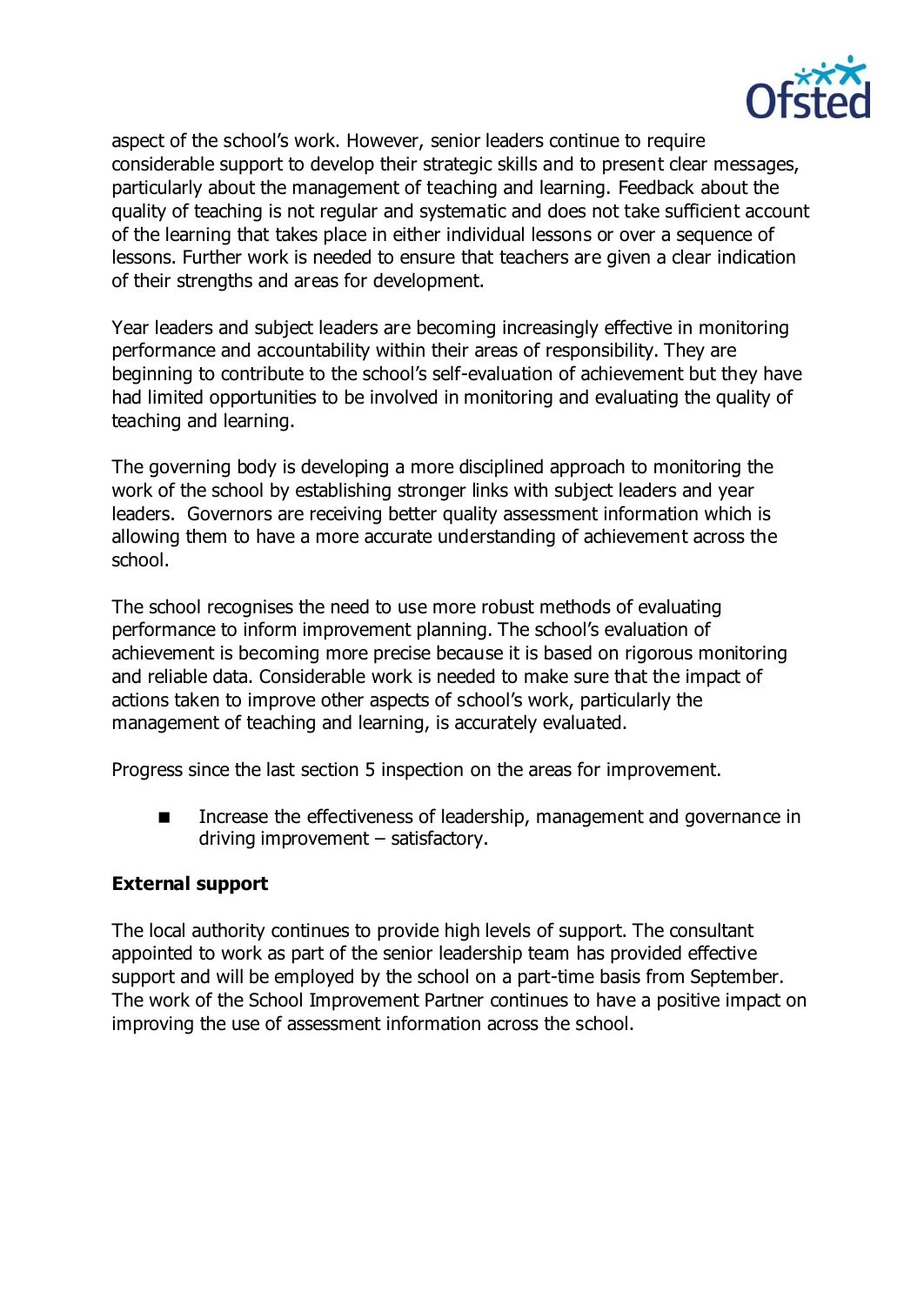aspect of the school's work. However, senior leaders continue to require considerable support to develop their strategic skills and to present clear messages, particularly about the management of teaching and learning. Feedback about the quality of teaching is not regular and systematic and does not take sufficient account of the learning that takes place in either individual lessons or over a sequence of lessons. Further work is needed to ensure that teachers are given a clear indication of their strengths and areas for development.

Year leaders and subject leaders are becoming increasingly effective in monitoring performance and accountability within their areas of responsibility. They are beginning to contribute to the school's self-evaluation of achievement but they have had limited opportunities to be involved in monitoring and evaluating the quality of teaching and learning.

The governing body is developing a more disciplined approach to monitoring the work of the school by establishing stronger links with subject leaders and year leaders. Governors are receiving better quality assessment information which is allowing them to have a more accurate understanding of achievement across the school.

The school recognises the need to use more robust methods of evaluating performance to inform improvement planning. The school's evaluation of achievement is becoming more precise because it is based on rigorous monitoring and reliable data. Considerable work is needed to make sure that the impact of actions taken to improve other aspects of school's work, particularly the management of teaching and learning, is accurately evaluated.

Progress since the last section 5 inspection on the areas for improvement.

- Increase the effectiveness of leadership, management and governance in driving improvement – satisfactory.

**External support**

The local authority continues to provide high levels of support. The consultant appointed to work as part of the senior leadership team has provided effective support and will be employed by the school on a part-time basis from September. The work of the School Improvement Partner continues to have a positive impact on improving the use of assessment information across the school.